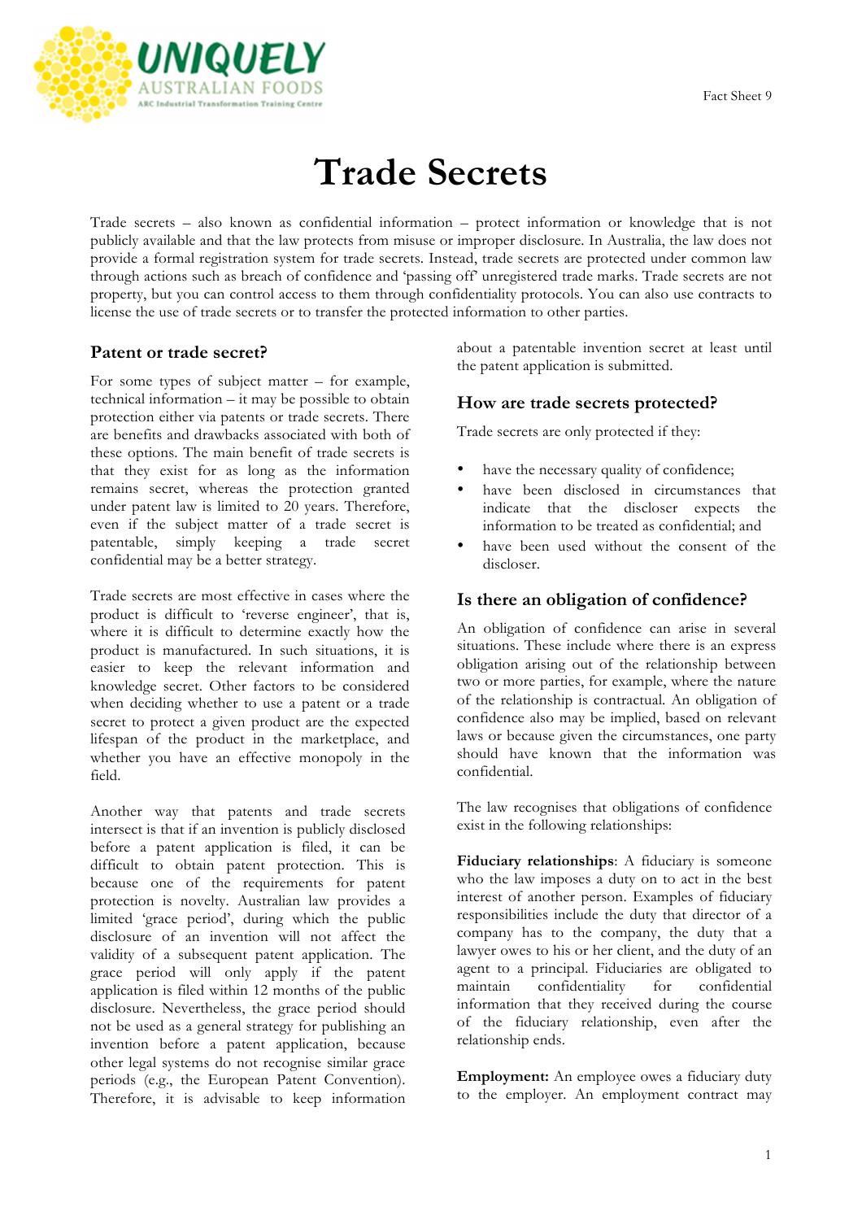# Trade Secrets

Trade secrets – also known as confidential information – protect information or knowledge that is not publicly available and that the law protects from misuse or improper disclosure. In Australia, the law does not provide a formal registration system for trade secrets. Instead, trade secrets are protected under common law through actions such as breach of confidence and 'passing off' unregistered trade marks. Trade secrets are not property, but you can control access to them through confidentiality protocols. You can also use contracts to license the use of trade secrets or to transfer the protected information to other parties.

## Patent or trade secret?

For some types of subject matter – for example, technical information – it may be possible to obtain protection either via patents or trade secrets. There are benefits and drawbacks associated with both of these options. The main benefit of trade secrets is that they exist for as long as the information remains secret, whereas the protection granted under patent law is limited to 20 years. Therefore, even if the subject matter of a trade secret is patentable, simply keeping a trade secret confidential may be a better strategy.

Trade secrets are most effective in cases where the product is difficult to 'reverse engineer', that is, where it is difficult to determine exactly how the product is manufactured. In such situations, it is easier to keep the relevant information and knowledge secret. Other factors to be considered when deciding whether to use a patent or a trade secret to protect a given product are the expected lifespan of the product in the marketplace, and whether you have an effective monopoly in the field.

Another way that patents and trade secrets intersect is that if an invention is publicly disclosed before a patent application is filed, it can be difficult to obtain patent protection. This is because one of the requirements for patent protection is novelty. Australian law provides a limited 'grace period', during which the public disclosure of an invention will not affect the validity of a subsequent patent application. The grace period will only apply if the patent application is filed within 12 months of the public disclosure. Nevertheless, the grace period should not be used as a general strategy for publishing an invention before a patent application, because other legal systems do not recognise similar grace periods (e.g., the European Patent Convention). Therefore, it is advisable to keep information about a patentable invention secret at least until the patent application is submitted.

## How are trade secrets protected?

Trade secrets are only protected if they:

- have the necessary quality of confidence;
- have been disclosed in circumstances that indicate that the discloser expects the information to be treated as confidential; and
- have been used without the consent of the discloser.

## Is there an obligation of confidence?

An obligation of confidence can arise in several situations. These include where there is an express obligation arising out of the relationship between two or more parties, for example, where the nature of the relationship is contractual. An obligation of confidence also may be implied, based on relevant laws or because given the circumstances, one party should have known that the information was confidential.

The law recognises that obligations of confidence exist in the following relationships:

**Fiduciary relationships**: A fiduciary is someone who the law imposes a duty on to act in the best interest of another person. Examples of fiduciary responsibilities include the duty that director of a company has to the company, the duty that a lawyer owes to his or her client, and the duty of an agent to a principal. Fiduciaries are obligated to maintain confidentiality for confidential information that they received during the course of the fiduciary relationship, even after the relationship ends.

**Employment:** An employee owes a fiduciary duty to the employer. An employment contract may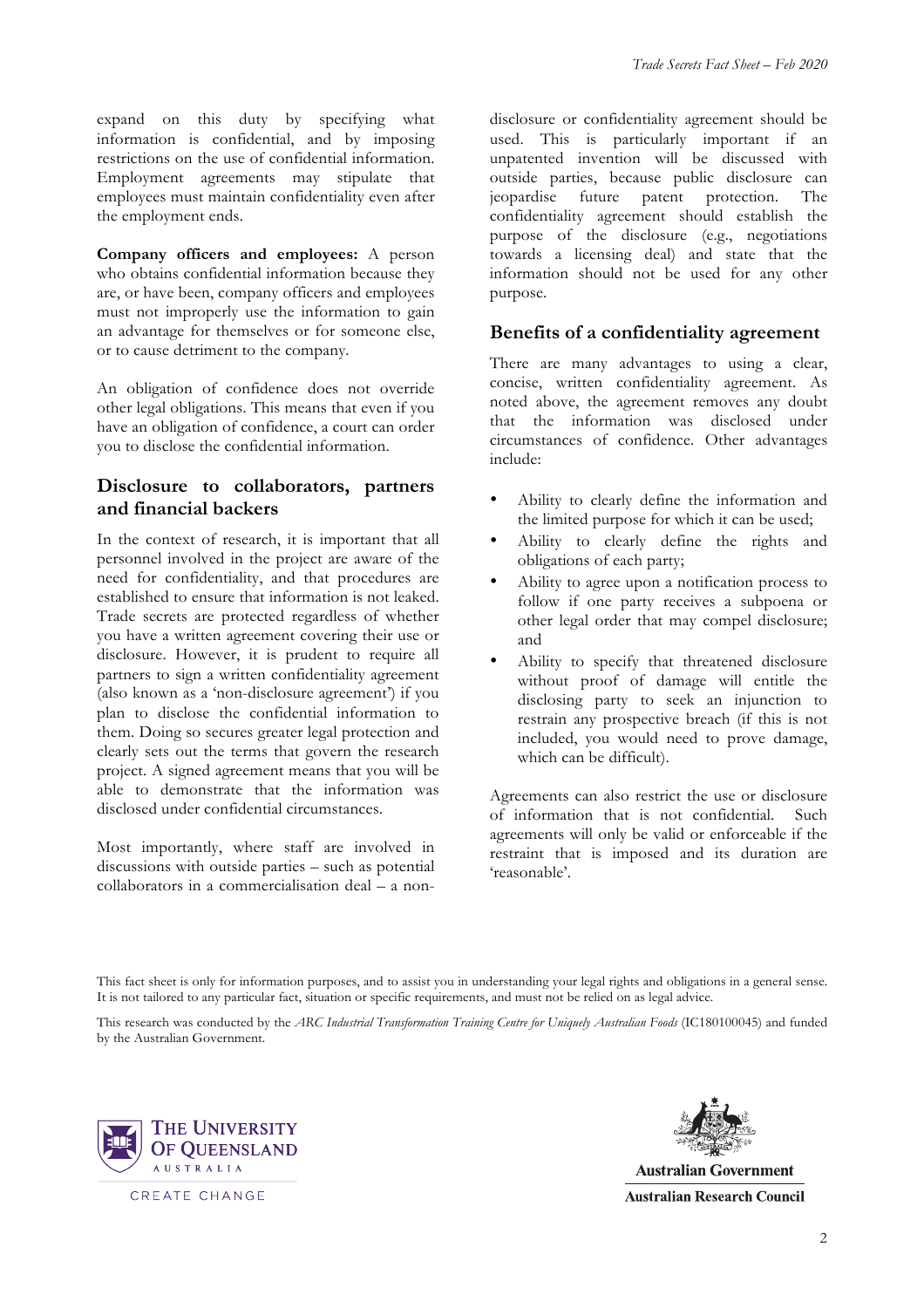expand on this duty by specifying what information is confidential, and by imposing restrictions on the use of confidential information. Employment agreements may stipulate that employees must maintain confidentiality even after the employment ends.

**Company officers and employees:** A person who obtains confidential information because they are, or have been, company officers and employees must not improperly use the information to gain an advantage for themselves or for someone else, or to cause detriment to the company.

An obligation of confidence does not override other legal obligations. This means that even if you have an obligation of confidence, a court can order you to disclose the confidential information.

## Disclosure to collaborators, partners and financial backers

In the context of research, it is important that all personnel involved in the project are aware of the need for confidentiality, and that procedures are established to ensure that information is not leaked. Trade secrets are protected regardless of whether you have a written agreement covering their use or disclosure. However, it is prudent to require all partners to sign a written confidentiality agreement (also known as a 'non-disclosure agreement') if you plan to disclose the confidential information to them. Doing so secures greater legal protection and clearly sets out the terms that govern the research project. A signed agreement means that you will be able to demonstrate that the information was disclosed under confidential circumstances.

Most importantly, where staff are involved in discussions with outside parties – such as potential collaborators in a commercialisation deal – a non-disclosure or confidentiality agreement should be used. This is particularly important if an unpatented invention will be discussed with outside parties, because public disclosure can jeopardise future patent protection. The confidentiality agreement should establish the purpose of the disclosure (e.g., negotiations towards a licensing deal) and state that the information should not be used for any other purpose.

## Benefits of a confidentiality agreement

There are many advantages to using a clear, concise, written confidentiality agreement. As noted above, the agreement removes any doubt that the information was disclosed under circumstances of confidence. Other advantages include:

- Ability to clearly define the information and the limited purpose for which it can be used;
- Ability to clearly define the rights and obligations of each party;
- Ability to agree upon a notification process to follow if one party receives a subpoena or other legal order that may compel disclosure; and
- Ability to specify that threatened disclosure without proof of damage will entitle the disclosing party to seek an injunction to restrain any prospective breach (if this is not included, you would need to prove damage, which can be difficult).

Agreements can also restrict the use or disclosure of information that is not confidential. Such agreements will only be valid or enforceable if the restraint that is imposed and its duration are 'reasonable'.

This fact sheet is only for information purposes, and to assist you in understanding your legal rights and obligations in a general sense. It is not tailored to any particular fact, situation or specific requirements, and must not be relied on as legal advice.

This research was conducted by the *ARC Industrial Transformation Training Centre for Uniquely Australian Foods* (IC180100045) and funded by the Australian Government.

THE UNIVERSITY OF QUEENSLAND AUSTRALIA

CREATE CHANGE

Australian Government

Australian Research Council